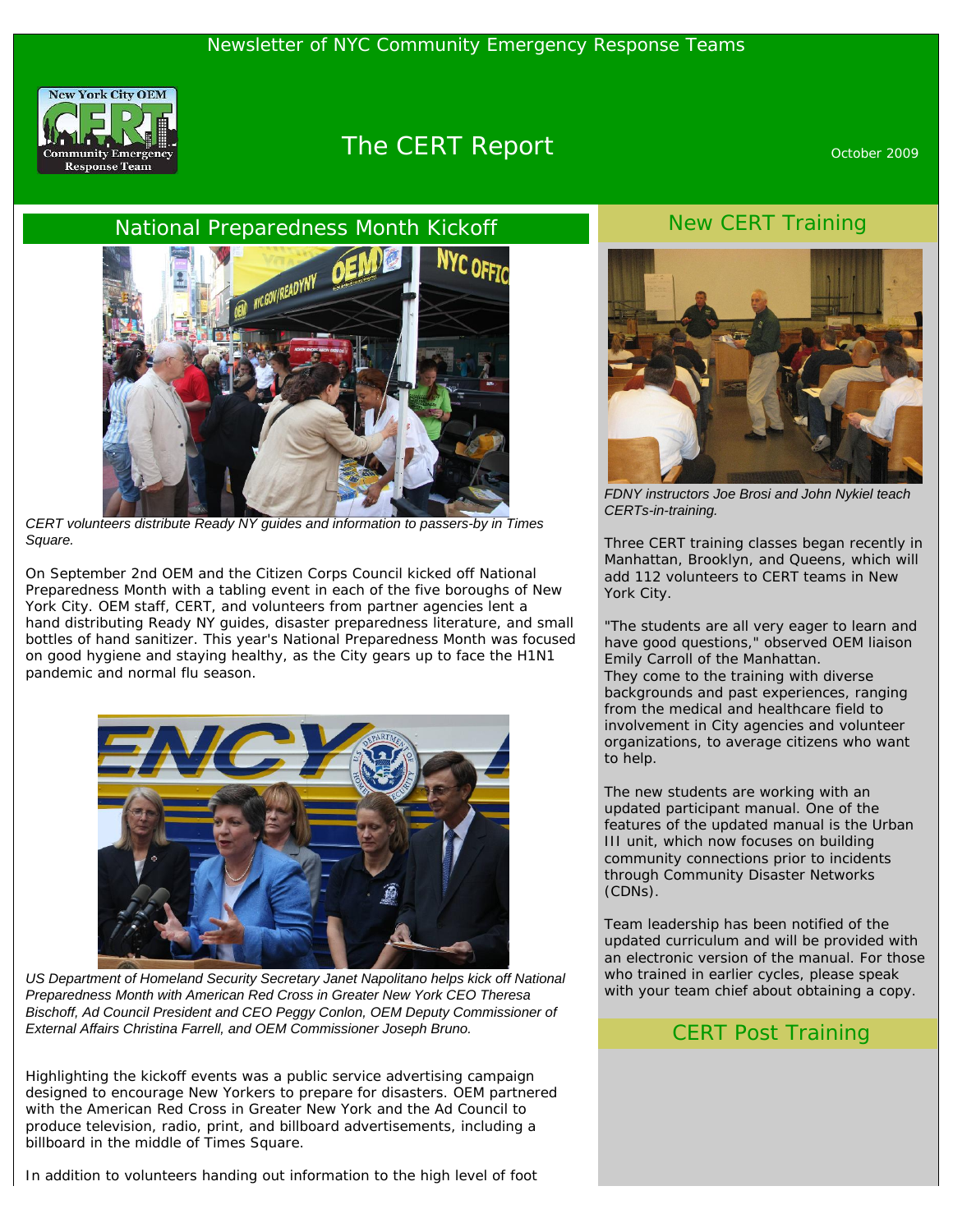Newsletter of NYC Community Emergency Response Teams

# The CERT Report

October 2009

## National Preparedness Month Kickoff

*CERT volunteers distribute Ready NY guides and information to passers-by in Times Square.*

On September 2nd OEM and the Citizen Corps Council kicked off National Preparedness Month with a tabling event in each of the five boroughs of New York City. OEM staff, CERT, and volunteers from partner agencies lent a hand distributing Ready NY guides, disaster preparedness literature, and small bottles of hand sanitizer. This year's National Preparedness Month was focused on good hygiene and staying healthy, as the City gears up to face the H1N1 pandemic and normal flu season.

*US Department of Homeland Security Secretary Janet Napolitano helps kick off National Preparedness Month with American Red Cross in Greater New York CEO Theresa Bischoff, Ad Council President and CEO Peggy Conlon, OEM Deputy Commissioner of External Affairs Christina Farrell, and OEM Commissioner Joseph Bruno.*

Highlighting the kickoff events was a public service advertising campaign designed to encourage New Yorkers to prepare for disasters. OEM partnered with the American Red Cross in Greater New York and the Ad Council to produce television, radio, print, and billboard advertisements, including a billboard in the middle of Times Square.

In addition to volunteers handing out information to the high level of foot

## New CERT Training

*FDNY instructors Joe Brosi and John Nykiel teach CERTs-in-training.*

Three CERT training classes began recently in Manhattan, Brooklyn, and Queens, which will add 112 volunteers to CERT teams in New York City.

"The students are all very eager to learn and have good questions," observed OEM liaison Emily Carroll of the Manhattan.
They come to the training with diverse backgrounds and past experiences, ranging from the medical and healthcare field to involvement in City agencies and volunteer organizations, to average citizens who want to help.

The new students are working with an updated participant manual. One of the features of the updated manual is the Urban III unit, which now focuses on building community connections prior to incidents through Community Disaster Networks (CDNs).

Team leadership has been notified of the updated curriculum and will be provided with an electronic version of the manual. For those who trained in earlier cycles, please speak with your team chief about obtaining a copy.

## CERT Post Training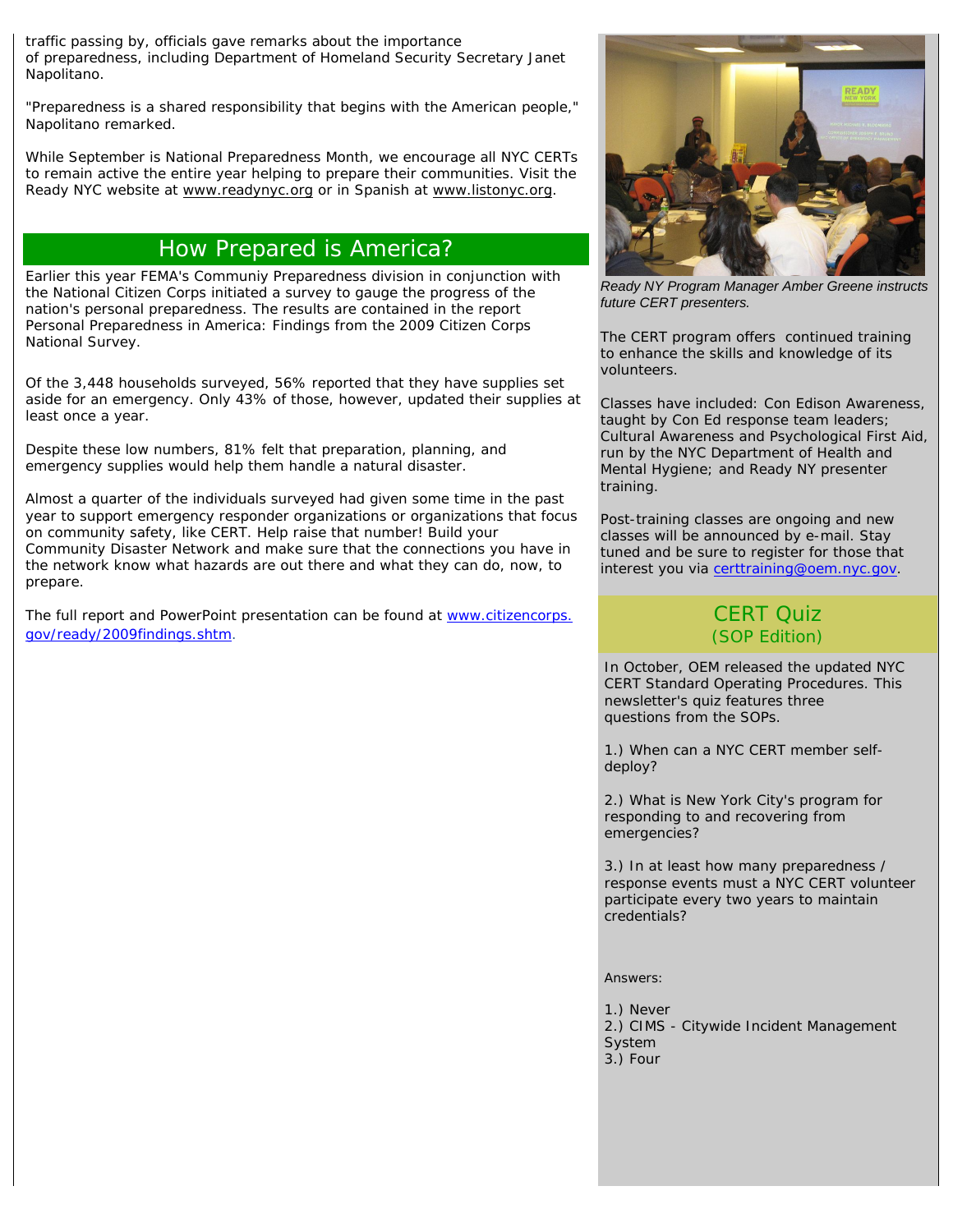traffic passing by, officials gave remarks about the importance of preparedness, including Department of Homeland Security Secretary Janet Napolitano.

"Preparedness is a shared responsibility that begins with the American people," Napolitano remarked.

While September is National Preparedness Month, we encourage all NYC CERTs to remain active the entire year helping to prepare their communities. Visit the Ready NYC website at www.readynyc.org or in Spanish at www.listonyc.org.

## How Prepared is America?

Earlier this year FEMA's Communiy Preparedness division in conjunction with the National Citizen Corps initiated a survey to gauge the progress of the nation's personal preparedness. The results are contained in the report Personal Preparedness in America: Findings from the 2009 Citizen Corps National Survey.

Of the 3,448 households surveyed, 56% reported that they have supplies set aside for an emergency. Only 43% of those, however, updated their supplies at least once a year.

Despite these low numbers, 81% felt that preparation, planning, and emergency supplies would help them handle a natural disaster.

Almost a quarter of the individuals surveyed had given some time in the past year to support emergency responder organizations or organizations that focus on community safety, like CERT. Help raise that number! Build your Community Disaster Network and make sure that the connections you have in the network know what hazards are out there and what they can do, now, to prepare.

The full report and PowerPoint presentation can be found at [www.citizencorps.gov/ready/2009findings.shtm](http://www.citizencorps.gov/ready/2009findings.shtm).

*Ready NY Program Manager Amber Greene instructs future CERT presenters.*

The CERT program offers continued training to enhance the skills and knowledge of its volunteers.

Classes have included: Con Edison Awareness, taught by Con Ed response team leaders; Cultural Awareness and Psychological First Aid, run by the NYC Department of Health and Mental Hygiene; and Ready NY presenter training.

Post-training classes are ongoing and new classes will be announced by e-mail. Stay tuned and be sure to register for those that interest you via [certtraining@oem.nyc.gov](mailto:certtraining@oem.nyc.gov).

## CERT Quiz
### (SOP Edition)

In October, OEM released the updated NYC CERT Standard Operating Procedures. This newsletter's quiz features three questions from the SOPs.

1.) When can a NYC CERT member self-deploy?

2.) What is New York City's program for responding to and recovering from emergencies?

3.) In at least how many preparedness / response events must a NYC CERT volunteer participate every two years to maintain credentials?

Answers:

1.) Never
2.) CIMS - Citywide Incident Management System
3.) Four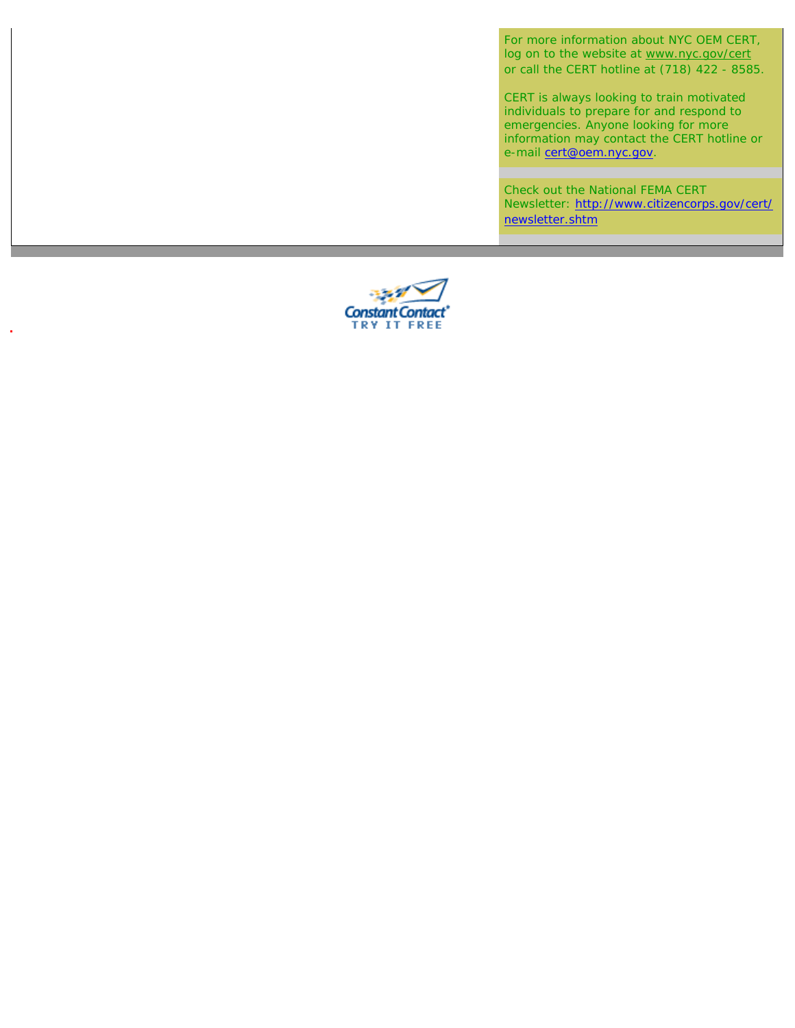For more information about NYC OEM CERT, log on to the website at www.nyc.gov/cert or call the CERT hotline at (718) 422 - 8585.

CERT is always looking to train motivated individuals to prepare for and respond to emergencies. Anyone looking for more information may contact the CERT hotline or e-mail cert@oem.nyc.gov.

Check out the National FEMA CERT Newsletter: http://www.citizencorps.gov/cert/newsletter.shtm

Constant Contact
TRY IT FREE